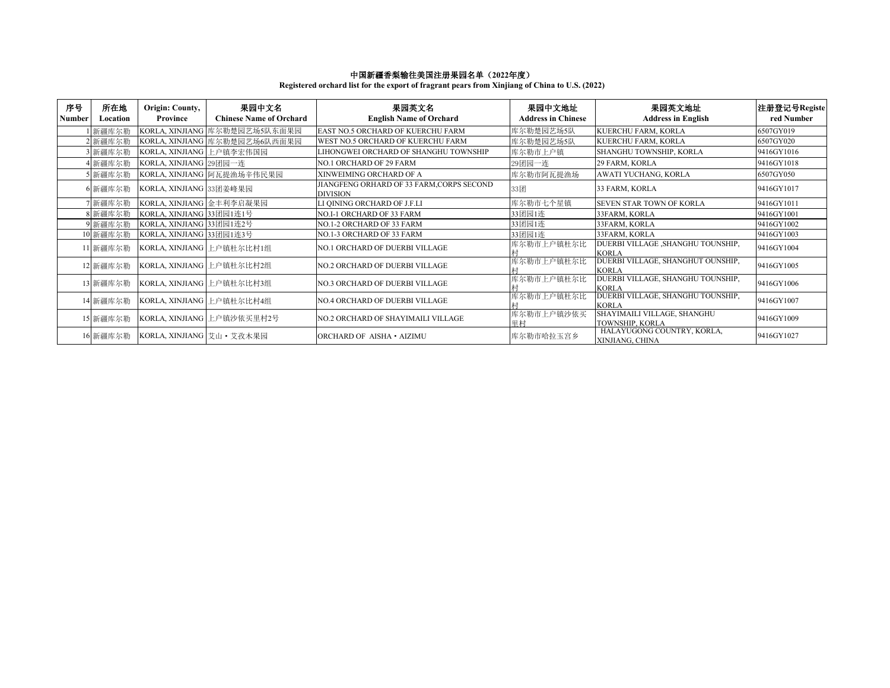**中国新疆香梨输往美国注册果园名单（2022年度）**
**Registered orchard list for the export of fragrant pears from Xinjiang of China to U.S. (2022)**

| 序号 Number | 所在地 Location | Origin: County, Province | 果园中文名 Chinese Name of Orchard | 果园英文名 English Name of Orchard | 果园中文地址 Address in Chinese | 果园英文地址 Address in English | 注册登记号Registered Number |
|---|---|---|---|---|---|---|---|
| 1 | 新疆库尔勒 | KORLA, XINJIANG | 库尔勒楚园艺场5队东面果园 | EAST NO.5 ORCHARD OF KUERCHU FARM | 库尔勒楚园艺场5队 | KUERCHU FARM, KORLA | 6507GY019 |
| 2 | 新疆库尔勒 | KORLA, XINJIANG | 库尔勒楚园艺场6队西面果园 | WEST NO.5 ORCHARD OF KUERCHU FARM | 库尔勒楚园艺场5队 | KUERCHU FARM, KORLA | 6507GY020 |
| 3 | 新疆库尔勒 | KORLA, XINJIANG | 上户镇李宏伟国园 | LIHONGWEI ORCHARD OF SHANGHU TOWNSHIP | 库尔勒市上户镇 | SHANGHU TOWNSHIP, KORLA | 9416GY1016 |
| 4 | 新疆库尔勒 | KORLA, XINJIANG | 29团园一连 | NO.1 ORCHARD OF 29 FARM | 29团园一连 | 29 FARM, KORLA | 9416GY1018 |
| 5 | 新疆库尔勒 | KORLA, XINJIANG | 阿瓦提渔场辛伟民果园 | XINWEIMING ORCHARD OF A | 库尔勒市阿瓦提渔场 | AWATI YUCHANG, KORLA | 6507GY050 |
| 6 | 新疆库尔勒 | KORLA, XINJIANG | 33团姜峰果园 | JIANGFENG ORHARD OF 33 FARM,CORPS SECOND DIVISION | 33团 | 33 FARM, KORLA | 9416GY1017 |
| 7 | 新疆库尔勒 | KORLA, XINJIANG | 金丰利李启凝果园 | LI QINING ORCHARD OF J.F.LI | 库尔勒市七个星镇 | SEVEN STAR TOWN OF KORLA | 9416GY1011 |
| 8 | 新疆库尔勒 | KORLA, XINJIANG | 33团园1连1号 | NO.1-1 ORCHARD OF 33 FARM | 33团园1连 | 33FARM, KORLA | 9416GY1001 |
| 9 | 新疆库尔勒 | KORLA, XINJIANG | 33团园1连2号 | NO.1-2 ORCHARD OF 33 FARM | 33团园1连 | 33FARM, KORLA | 9416GY1002 |
| 10 | 新疆库尔勒 | KORLA, XINJIANG | 33团园1连3号 | NO.1-3 ORCHARD OF 33 FARM | 33团园1连 | 33FARM, KORLA | 9416GY1003 |
| 11 | 新疆库尔勒 | KORLA, XINJIANG | 上户镇杜尔比村1组 | NO.1 ORCHARD OF DUERBI VILLAGE | 库尔勒市上户镇杜尔比村 | DUERBI VILLAGE ,SHANGHU TOUNSHIP, KORLA | 9416GY1004 |
| 12 | 新疆库尔勒 | KORLA, XINJIANG | 上户镇杜尔比村2组 | NO.2 ORCHARD OF DUERBI VILLAGE | 库尔勒市上户镇杜尔比村 | DUERBI VILLAGE, SHANGHUT OUNSHIP, KORLA | 9416GY1005 |
| 13 | 新疆库尔勒 | KORLA, XINJIANG | 上户镇杜尔比村3组 | NO.3 ORCHARD OF DUERBI VILLAGE | 库尔勒市上户镇杜尔比村 | DUERBI VILLAGE, SHANGHU TOUNSHIP, KORLA | 9416GY1006 |
| 14 | 新疆库尔勒 | KORLA, XINJIANG | 上户镇杜尔比村4组 | NO.4 ORCHARD OF DUERBI VILLAGE | 库尔勒市上户镇杜尔比村 | DUERBI VILLAGE, SHANGHU TOUNSHIP, KORLA | 9416GY1007 |
| 15 | 新疆库尔勒 | KORLA, XINJIANG | 上户镇沙依买里村2号 | NO.2 ORCHARD OF SHAYIMAILI VILLAGE | 库尔勒市上户镇沙依买里村 | SHAYIMAILI VILLAGE, SHANGHU TOWNSHIP, KORLA | 9416GY1009 |
| 16 | 新疆库尔勒 | KORLA, XINJIANG | 艾山・艾孜木果园 | ORCHARD OF AISHA・AIZIMU | 库尔勒市哈拉玉宫乡 | HALAYUGONG COUNTRY, KORLA, XINJIANG, CHINA | 9416GY1027 |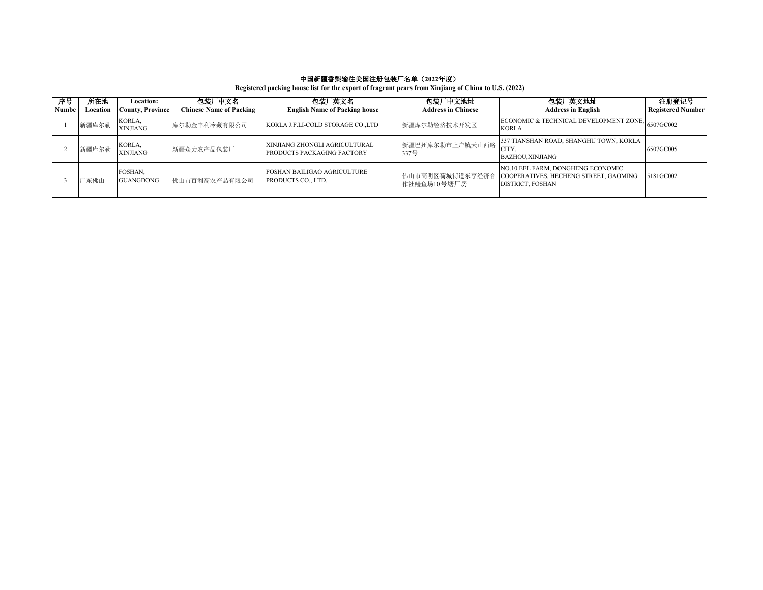**中国新疆香梨输往美国注册包装厂名单（2022年度）**
**Registered packing house list for the export of fragrant pears from Xinjiang of China to U.S. (2022)**

| 序号 Numbe | 所在地 Location | Location: County, Province | 包装厂中文名 Chinese Name of Packing | 包装厂英文名 English Name of Packing house | 包装厂中文地址 Address in Chinese | 包装厂英文地址 Address in English | 注册登记号 Registered Number |
|---|---|---|---|---|---|---|---|
| 1 | 新疆库尔勒 | KORLA, XINJIANG | 库尔勒金丰利冷藏有限公司 | KORLA J.F.LI-COLD STORAGE CO.,LTD | 新疆库尔勒经济技术开发区 | ECONOMIC & TECHNICAL DEVELOPMENT ZONE, KORLA | 6507GC002 |
| 2 | 新疆库尔勒 | KORLA, XINJIANG | 新疆众力农产品包装厂 | XINJIANG ZHONGLI AGRICULTURAL PRODUCTS PACKAGING FACTORY | 新疆巴州库尔勒市上户镇天山西路337号 | 337 TIANSHAN ROAD, SHANGHU TOWN, KORLA CITY, BAZHOU,XINJIANG | 6507GC005 |
| 3 | 广东佛山 | FOSHAN, GUANGDONG | 佛山市百利高农产品有限公司 | FOSHAN BAILIGAO AGRICULTURE PRODUCTS CO., LTD. | 佛山市高明区荷城街道东亨经济合作社鳗鱼场10号塘厂房 | NO.10 EEL FARM, DONGHENG ECONOMIC COOPERATIVES, HECHENG STREET, GAOMING DISTRICT, FOSHAN | 5181GC002 |